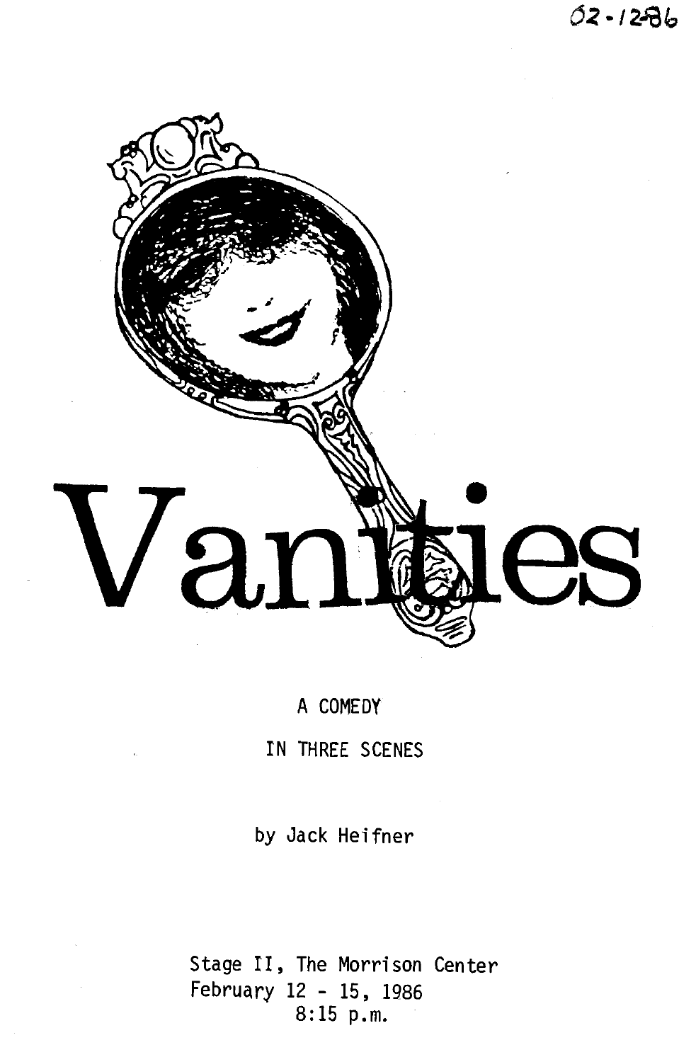02-1286

# Vanities

A COMEDY

IN THREE SCENES

by Jack Heifner

Stage II, The Morrison Center
February 12 - 15, 1986
8:15 p.m.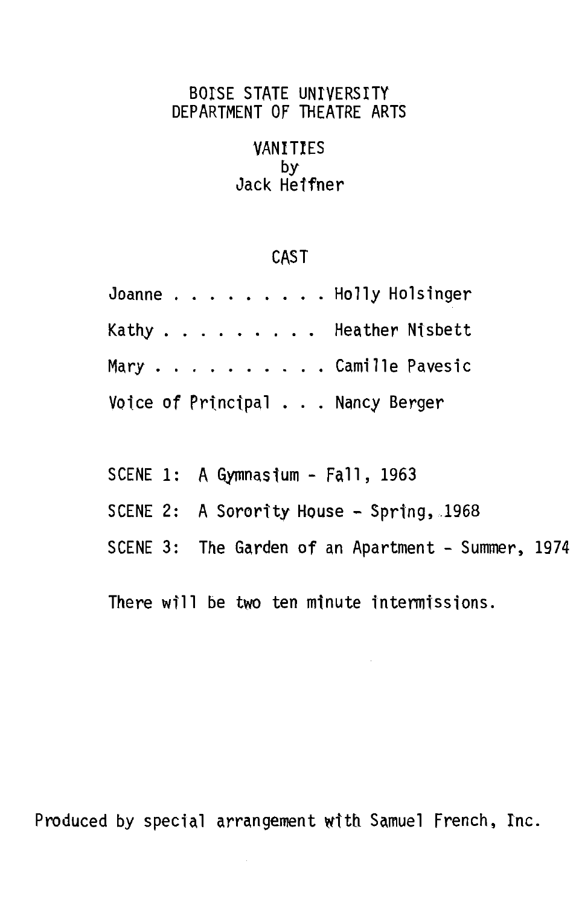BOISE STATE UNIVERSITY
DEPARTMENT OF THEATRE ARTS

# VANITIES

by
Jack Heifner

## CAST

Joanne . . . . . . . . . Holly Holsinger

Kathy . . . . . . . . . Heather Nisbett

Mary . . . . . . . . . . Camille Pavesic

Voice of Principal . . . Nancy Berger

SCENE 1: A Gymnasium - Fall, 1963

SCENE 2: A Sorority House - Spring, 1968

SCENE 3: The Garden of an Apartment - Summer, 1974

There will be two ten minute intermissions.

Produced by special arrangement with Samuel French, Inc.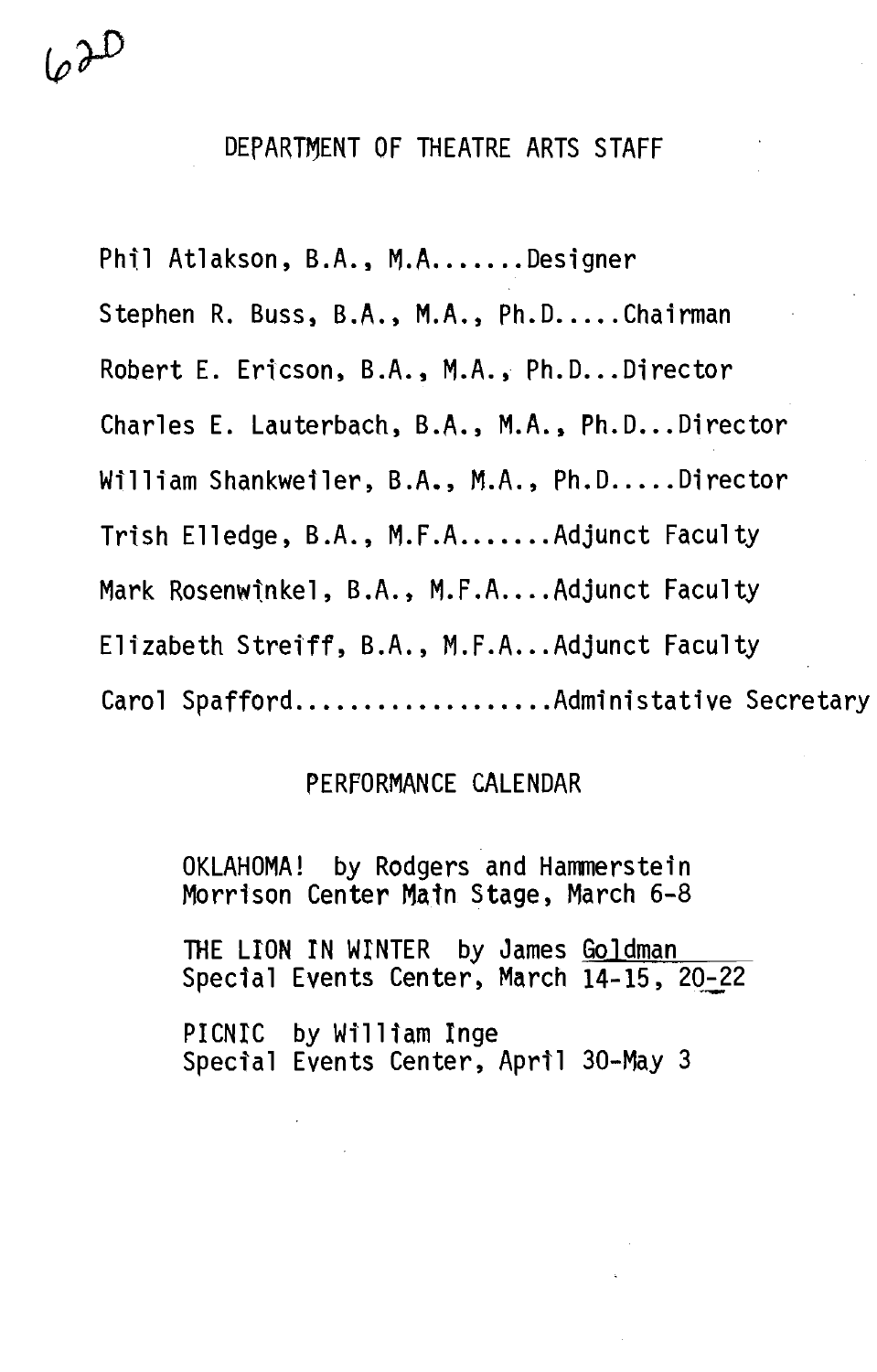620

## DEPARTMENT OF THEATRE ARTS STAFF

Phil Atlakson, B.A., M.A.......Designer

Stephen R. Buss, B.A., M.A., Ph.D.....Chairman

Robert E. Ericson, B.A., M.A., Ph.D...Director

Charles E. Lauterbach, B.A., M.A., Ph.D...Director

William Shankweiler, B.A., M.A., Ph.D.....Director

Trish Elledge, B.A., M.F.A.......Adjunct Faculty

Mark Rosenwinkel, B.A., M.F.A....Adjunct Faculty

Elizabeth Streiff, B.A., M.F.A...Adjunct Faculty

Carol Spafford...................Administative Secretary

## PERFORMANCE CALENDAR

OKLAHOMA! by Rodgers and Hammerstein
Morrison Center Main Stage, March 6-8

THE LION IN WINTER by James Goldman
Special Events Center, March 14-15, 20-22

PICNIC by William Inge
Special Events Center, April 30-May 3